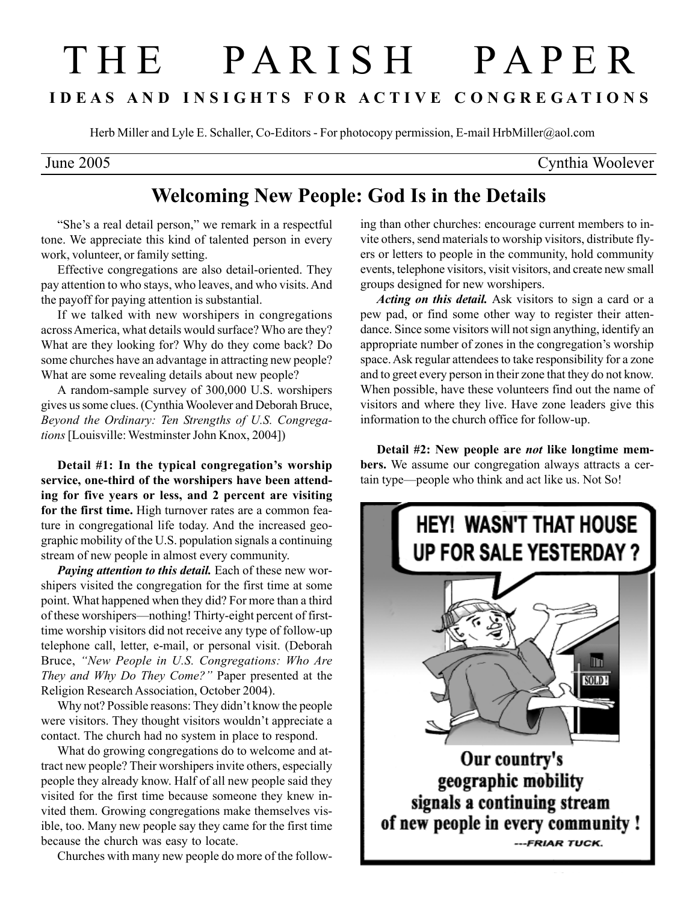# THE PARISH PAPER

**IDEAS AND INSIGHTS FOR ACTIVE CONGREGATIONS**

Herb Miller and Lyle E. Schaller, Co-Editors - For photocopy permission, E-mail HrbMiller@aol.com

June 2005 Cynthia Woolever

## Welcoming New People: God Is in the Details

"She's a real detail person," we remark in a respectful tone. We appreciate this kind of talented person in every work, volunteer, or family setting.

Effective congregations are also detail-oriented. They pay attention to who stays, who leaves, and who visits. And the payoff for paying attention is substantial.

If we talked with new worshipers in congregations across America, what details would surface? Who are they? What are they looking for? Why do they come back? Do some churches have an advantage in attracting new people? What are some revealing details about new people?

A random-sample survey of 300,000 U.S. worshipers gives us some clues. (Cynthia Woolever and Deborah Bruce, *Beyond the Ordinary: Ten Strengths of U.S. Congregations* [Louisville: Westminster John Knox, 2004])

**Detail #1: In the typical congregation's worship service, one-third of the worshipers have been attending for five years or less, and 2 percent are visiting for the first time.** High turnover rates are a common feature in congregational life today. And the increased geographic mobility of the U.S. population signals a continuing stream of new people in almost every community.

***Paying attention to this detail.*** Each of these new worshipers visited the congregation for the first time at some point. What happened when they did? For more than a third of these worshipers—nothing! Thirty-eight percent of first-time worship visitors did not receive any type of follow-up telephone call, letter, e-mail, or personal visit. (Deborah Bruce, *"New People in U.S. Congregations: Who Are They and Why Do They Come?"* Paper presented at the Religion Research Association, October 2004).

Why not? Possible reasons: They didn't know the people were visitors. They thought visitors wouldn't appreciate a contact. The church had no system in place to respond.

What do growing congregations do to welcome and attract new people? Their worshipers invite others, especially people they already know. Half of all new people said they visited for the first time because someone they knew invited them. Growing congregations make themselves visible, too. Many new people say they came for the first time because the church was easy to locate.

Churches with many new people do more of the following than other churches: encourage current members to invite others, send materials to worship visitors, distribute flyers or letters to people in the community, hold community events, telephone visitors, visit visitors, and create new small groups designed for new worshipers.

***Acting on this detail.*** Ask visitors to sign a card or a pew pad, or find some other way to register their attendance. Since some visitors will not sign anything, identify an appropriate number of zones in the congregation's worship space. Ask regular attendees to take responsibility for a zone and to greet every person in their zone that they do not know. When possible, have these volunteers find out the name of visitors and where they live. Have zone leaders give this information to the church office for follow-up.

**Detail #2: New people are *not* like longtime members.** We assume our congregation always attracts a certain type—people who think and act like us. Not So!

HEY! WASN'T THAT HOUSE UP FOR SALE YESTERDAY ?

SOLD!

Our country's geographic mobility signals a continuing stream of new people in every community !

---FRIAR TUCK.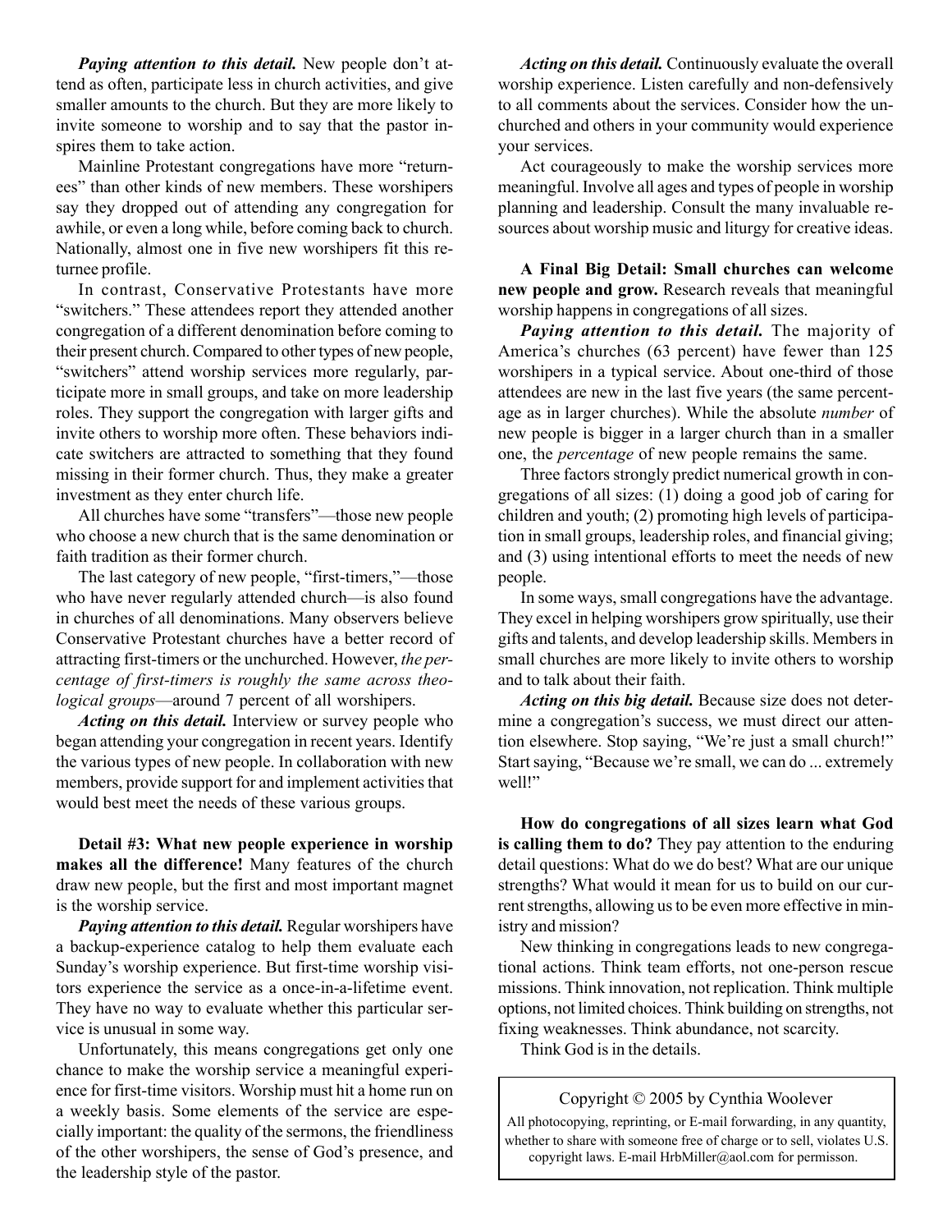***Paying attention to this detail.*** New people don't attend as often, participate less in church activities, and give smaller amounts to the church. But they are more likely to invite someone to worship and to say that the pastor inspires them to take action.

Mainline Protestant congregations have more "returnees" than other kinds of new members. These worshipers say they dropped out of attending any congregation for awhile, or even a long while, before coming back to church. Nationally, almost one in five new worshipers fit this returnee profile.

In contrast, Conservative Protestants have more "switchers." These attendees report they attended another congregation of a different denomination before coming to their present church. Compared to other types of new people, "switchers" attend worship services more regularly, participate more in small groups, and take on more leadership roles. They support the congregation with larger gifts and invite others to worship more often. These behaviors indicate switchers are attracted to something that they found missing in their former church. Thus, they make a greater investment as they enter church life.

All churches have some "transfers"—those new people who choose a new church that is the same denomination or faith tradition as their former church.

The last category of new people, "first-timers,"—those who have never regularly attended church—is also found in churches of all denominations. Many observers believe Conservative Protestant churches have a better record of attracting first-timers or the unchurched. However, *the percentage of first-timers is roughly the same across theological groups*—around 7 percent of all worshipers.

***Acting on this detail.*** Interview or survey people who began attending your congregation in recent years. Identify the various types of new people. In collaboration with new members, provide support for and implement activities that would best meet the needs of these various groups.

**Detail #3: What new people experience in worship makes all the difference!** Many features of the church draw new people, but the first and most important magnet is the worship service.

***Paying attention to this detail.*** Regular worshipers have a backup-experience catalog to help them evaluate each Sunday's worship experience. But first-time worship visitors experience the service as a once-in-a-lifetime event. They have no way to evaluate whether this particular service is unusual in some way.

Unfortunately, this means congregations get only one chance to make the worship service a meaningful experience for first-time visitors. Worship must hit a home run on a weekly basis. Some elements of the service are especially important: the quality of the sermons, the friendliness of the other worshipers, the sense of God's presence, and the leadership style of the pastor.

***Acting on this detail.*** Continuously evaluate the overall worship experience. Listen carefully and non-defensively to all comments about the services. Consider how the unchurched and others in your community would experience your services.

Act courageously to make the worship services more meaningful. Involve all ages and types of people in worship planning and leadership. Consult the many invaluable resources about worship music and liturgy for creative ideas.

**A Final Big Detail: Small churches can welcome new people and grow.** Research reveals that meaningful worship happens in congregations of all sizes.

***Paying attention to this detail.*** The majority of America's churches (63 percent) have fewer than 125 worshipers in a typical service. About one-third of those attendees are new in the last five years (the same percentage as in larger churches). While the absolute *number* of new people is bigger in a larger church than in a smaller one, the *percentage* of new people remains the same.

Three factors strongly predict numerical growth in congregations of all sizes: (1) doing a good job of caring for children and youth; (2) promoting high levels of participation in small groups, leadership roles, and financial giving; and (3) using intentional efforts to meet the needs of new people.

In some ways, small congregations have the advantage. They excel in helping worshipers grow spiritually, use their gifts and talents, and develop leadership skills. Members in small churches are more likely to invite others to worship and to talk about their faith.

***Acting on this big detail.*** Because size does not determine a congregation's success, we must direct our attention elsewhere. Stop saying, "We're just a small church!" Start saying, "Because we're small, we can do ... extremely well!"

**How do congregations of all sizes learn what God is calling them to do?** They pay attention to the enduring detail questions: What do we do best? What are our unique strengths? What would it mean for us to build on our current strengths, allowing us to be even more effective in ministry and mission?

New thinking in congregations leads to new congregational actions. Think team efforts, not one-person rescue missions. Think innovation, not replication. Think multiple options, not limited choices. Think building on strengths, not fixing weaknesses. Think abundance, not scarcity.

Think God is in the details.

Copyright © 2005 by Cynthia Woolever

All photocopying, reprinting, or E-mail forwarding, in any quantity, whether to share with someone free of charge or to sell, violates U.S. copyright laws. E-mail HrbMiller@aol.com for permisson.